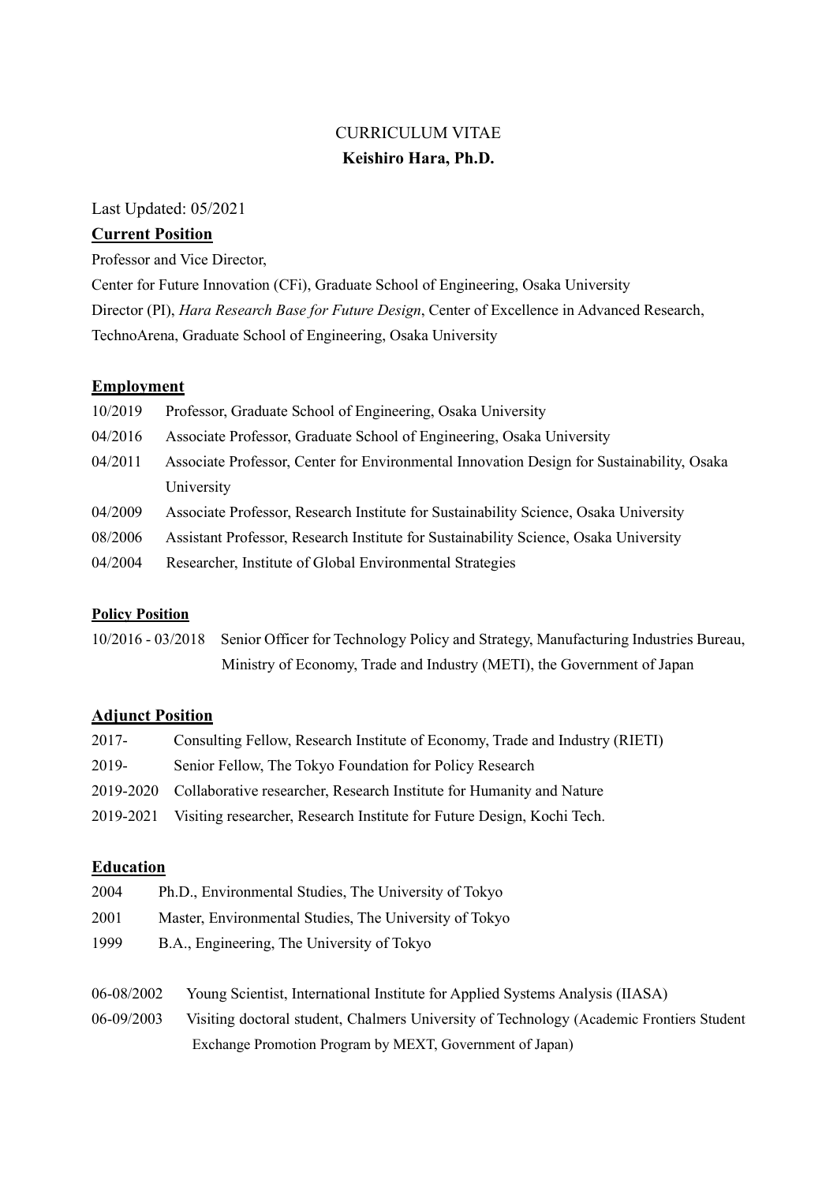# CURRICULUM VITAE

## Keishiro Hara, Ph.D.

Last Updated: 05/2021

**Current Position**

Professor and Vice Director,
Center for Future Innovation (CFi), Graduate School of Engineering, Osaka University
Director (PI), *Hara Research Base for Future Design*, Center of Excellence in Advanced Research, TechnoArena, Graduate School of Engineering, Osaka University

**Employment**

- 10/2019 Professor, Graduate School of Engineering, Osaka University
- 04/2016 Associate Professor, Graduate School of Engineering, Osaka University
- 04/2011 Associate Professor, Center for Environmental Innovation Design for Sustainability, Osaka University
- 04/2009 Associate Professor, Research Institute for Sustainability Science, Osaka University
- 08/2006 Assistant Professor, Research Institute for Sustainability Science, Osaka University
- 04/2004 Researcher, Institute of Global Environmental Strategies

**Policy Position**

- 10/2016 - 03/2018 Senior Officer for Technology Policy and Strategy, Manufacturing Industries Bureau, Ministry of Economy, Trade and Industry (METI), the Government of Japan

**Adjunct Position**

- 2017- Consulting Fellow, Research Institute of Economy, Trade and Industry (RIETI)
- 2019- Senior Fellow, The Tokyo Foundation for Policy Research
- 2019-2020 Collaborative researcher, Research Institute for Humanity and Nature
- 2019-2021 Visiting researcher, Research Institute for Future Design, Kochi Tech.

**Education**

- 2004 Ph.D., Environmental Studies, The University of Tokyo
- 2001 Master, Environmental Studies, The University of Tokyo
- 1999 B.A., Engineering, The University of Tokyo

- 06-08/2002 Young Scientist, International Institute for Applied Systems Analysis (IIASA)
- 06-09/2003 Visiting doctoral student, Chalmers University of Technology (Academic Frontiers Student Exchange Promotion Program by MEXT, Government of Japan)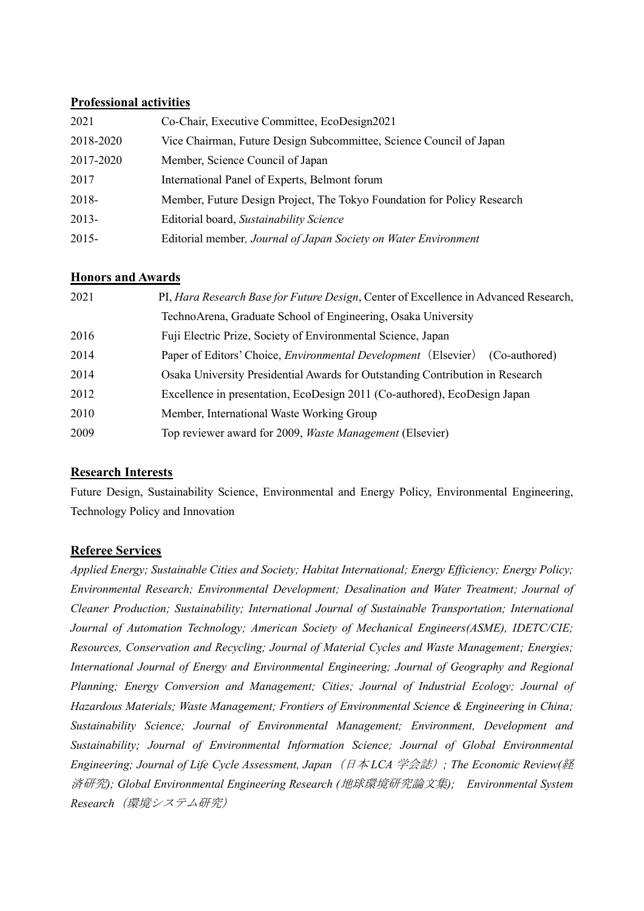## Professional activities

| | |
|---|---|
| 2021 | Co-Chair, Executive Committee, EcoDesign2021 |
| 2018-2020 | Vice Chairman, Future Design Subcommittee, Science Council of Japan |
| 2017-2020 | Member, Science Council of Japan |
| 2017 | International Panel of Experts, Belmont forum |
| 2018- | Member, Future Design Project, The Tokyo Foundation for Policy Research |
| 2013- | Editorial board, *Sustainability Science* |
| 2015- | Editorial member*, Journal of Japan Society on Water Environment* |

## Honors and Awards

| | |
|---|---|
| 2021 | PI, *Hara Research Base for Future Design*, Center of Excellence in Advanced Research, TechnoArena, Graduate School of Engineering, Osaka University |
| 2016 | Fuji Electric Prize, Society of Environmental Science, Japan |
| 2014 | Paper of Editors' Choice, *Environmental Development*（Elsevier） (Co-authored) |
| 2014 | Osaka University Presidential Awards for Outstanding Contribution in Research |
| 2012 | Excellence in presentation, EcoDesign 2011 (Co-authored), EcoDesign Japan |
| 2010 | Member, International Waste Working Group |
| 2009 | Top reviewer award for 2009, *Waste Management* (Elsevier) |

## Research Interests

Future Design, Sustainability Science, Environmental and Energy Policy, Environmental Engineering, Technology Policy and Innovation

## Referee Services

*Applied Energy; Sustainable Cities and Society; Habitat International; Energy Efficiency; Energy Policy; Environmental Research; Environmental Development; Desalination and Water Treatment; Journal of Cleaner Production; Sustainability; International Journal of Sustainable Transportation; International Journal of Automation Technology; American Society of Mechanical Engineers(ASME), IDETC/CIE; Resources, Conservation and Recycling; Journal of Material Cycles and Waste Management; Energies; International Journal of Energy and Environmental Engineering; Journal of Geography and Regional Planning; Energy Conversion and Management; Cities; Journal of Industrial Ecology; Journal of Hazardous Materials; Waste Management; Frontiers of Environmental Science & Engineering in China; Sustainability Science; Journal of Environmental Management; Environment, Development and Sustainability; Journal of Environmental Information Science; Journal of Global Environmental Engineering; Journal of Life Cycle Assessment, Japan（日本LCA学会誌）; The Economic Review(経済研究); Global Environmental Engineering Research (地球環境研究論文集); Environmental System Research（環境システム研究）*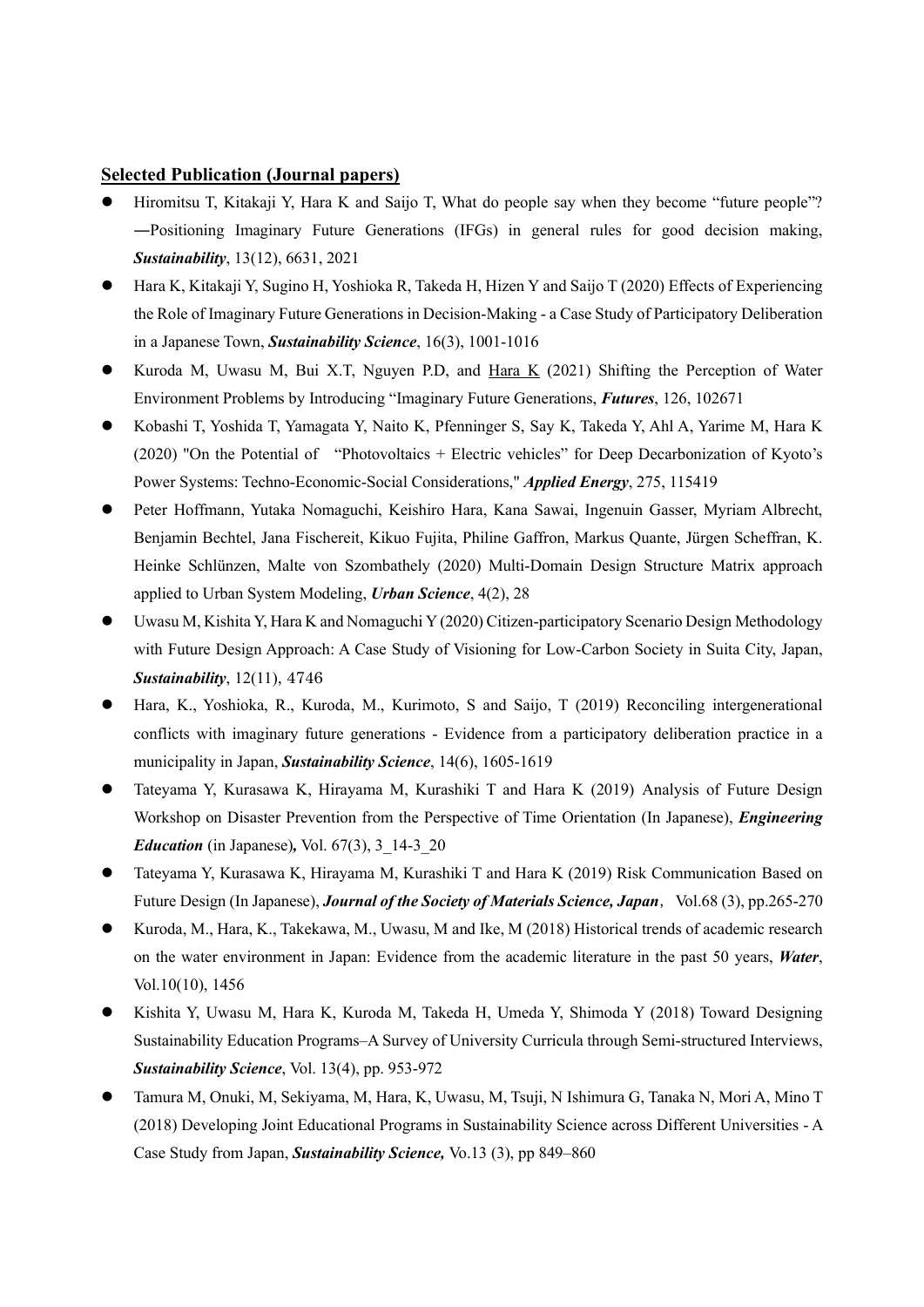**Selected Publication (Journal papers)**

- Hiromitsu T, Kitakaji Y, Hara K and Saijo T, What do people say when they become "future people"? ―Positioning Imaginary Future Generations (IFGs) in general rules for good decision making, ***Sustainability***, 13(12), 6631, 2021
- Hara K, Kitakaji Y, Sugino H, Yoshioka R, Takeda H, Hizen Y and Saijo T (2020) Effects of Experiencing the Role of Imaginary Future Generations in Decision-Making - a Case Study of Participatory Deliberation in a Japanese Town, ***Sustainability Science***, 16(3), 1001-1016
- Kuroda M, Uwasu M, Bui X.T, Nguyen P.D, and Hara K (2021) Shifting the Perception of Water Environment Problems by Introducing "Imaginary Future Generations, ***Futures***, 126, 102671
- Kobashi T, Yoshida T, Yamagata Y, Naito K, Pfenninger S, Say K, Takeda Y, Ahl A, Yarime M, Hara K (2020) "On the Potential of "Photovoltaics + Electric vehicles" for Deep Decarbonization of Kyoto's Power Systems: Techno-Economic-Social Considerations," ***Applied Energy***, 275, 115419
- Peter Hoffmann, Yutaka Nomaguchi, Keishiro Hara, Kana Sawai, Ingenuin Gasser, Myriam Albrecht, Benjamin Bechtel, Jana Fischereit, Kikuo Fujita, Philine Gaffron, Markus Quante, Jürgen Scheffran, K. Heinke Schlünzen, Malte von Szombathely (2020) Multi-Domain Design Structure Matrix approach applied to Urban System Modeling, ***Urban Science***, 4(2), 28
- Uwasu M, Kishita Y, Hara K and Nomaguchi Y (2020) Citizen-participatory Scenario Design Methodology with Future Design Approach: A Case Study of Visioning for Low-Carbon Society in Suita City, Japan, ***Sustainability***, 12(11), 4746
- Hara, K., Yoshioka, R., Kuroda, M., Kurimoto, S and Saijo, T (2019) Reconciling intergenerational conflicts with imaginary future generations - Evidence from a participatory deliberation practice in a municipality in Japan, ***Sustainability Science***, 14(6), 1605-1619
- Tateyama Y, Kurasawa K, Hirayama M, Kurashiki T and Hara K (2019) Analysis of Future Design Workshop on Disaster Prevention from the Perspective of Time Orientation (In Japanese), ***Engineering Education*** (in Japanese)***,*** Vol. 67(3), 3_14-3_20
- Tateyama Y, Kurasawa K, Hirayama M, Kurashiki T and Hara K (2019) Risk Communication Based on Future Design (In Japanese), ***Journal of the Society of Materials Science, Japan***, Vol.68 (3), pp.265-270
- Kuroda, M., Hara, K., Takekawa, M., Uwasu, M and Ike, M (2018) Historical trends of academic research on the water environment in Japan: Evidence from the academic literature in the past 50 years, ***Water***, Vol.10(10), 1456
- Kishita Y, Uwasu M, Hara K, Kuroda M, Takeda H, Umeda Y, Shimoda Y (2018) Toward Designing Sustainability Education Programs–A Survey of University Curricula through Semi-structured Interviews, ***Sustainability Science***, Vol. 13(4), pp. 953-972
- Tamura M, Onuki, M, Sekiyama, M, Hara, K, Uwasu, M, Tsuji, N Ishimura G, Tanaka N, Mori A, Mino T (2018) Developing Joint Educational Programs in Sustainability Science across Different Universities - A Case Study from Japan, ***Sustainability Science,*** Vo.13 (3), pp 849–860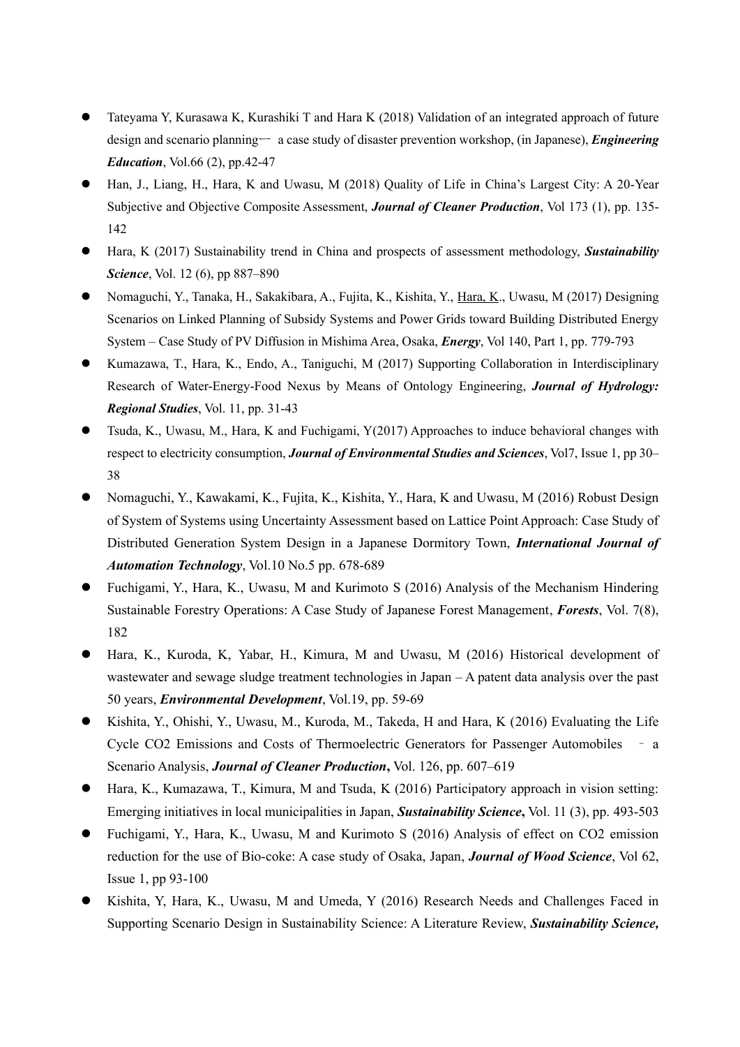- Tateyama Y, Kurasawa K, Kurashiki T and Hara K (2018) Validation of an integrated approach of future design and scenario planning— a case study of disaster prevention workshop, (in Japanese), ***Engineering Education***, Vol.66 (2), pp.42-47
- Han, J., Liang, H., Hara, K and Uwasu, M (2018) Quality of Life in China's Largest City: A 20-Year Subjective and Objective Composite Assessment, ***Journal of Cleaner Production***, Vol 173 (1), pp. 135-142
- Hara, K (2017) Sustainability trend in China and prospects of assessment methodology, ***Sustainability Science***, Vol. 12 (6), pp 887–890
- Nomaguchi, Y., Tanaka, H., Sakakibara, A., Fujita, K., Kishita, Y., <u>Hara, K</u>., Uwasu, M (2017) Designing Scenarios on Linked Planning of Subsidy Systems and Power Grids toward Building Distributed Energy System – Case Study of PV Diffusion in Mishima Area, Osaka, ***Energy***, Vol 140, Part 1, pp. 779-793
- Kumazawa, T., Hara, K., Endo, A., Taniguchi, M (2017) Supporting Collaboration in Interdisciplinary Research of Water-Energy-Food Nexus by Means of Ontology Engineering, ***Journal of Hydrology: Regional Studies***, Vol. 11, pp. 31-43
- Tsuda, K., Uwasu, M., Hara, K and Fuchigami, Y(2017) Approaches to induce behavioral changes with respect to electricity consumption, ***Journal of Environmental Studies and Sciences***, Vol7, Issue 1, pp 30–38
- Nomaguchi, Y., Kawakami, K., Fujita, K., Kishita, Y., Hara, K and Uwasu, M (2016) Robust Design of System of Systems using Uncertainty Assessment based on Lattice Point Approach: Case Study of Distributed Generation System Design in a Japanese Dormitory Town, ***International Journal of Automation Technology***, Vol.10 No.5 pp. 678-689
- Fuchigami, Y., Hara, K., Uwasu, M and Kurimoto S (2016) Analysis of the Mechanism Hindering Sustainable Forestry Operations: A Case Study of Japanese Forest Management, ***Forests***, Vol. 7(8), 182
- Hara, K., Kuroda, K, Yabar, H., Kimura, M and Uwasu, M (2016) Historical development of wastewater and sewage sludge treatment technologies in Japan – A patent data analysis over the past 50 years, ***Environmental Development***, Vol.19, pp. 59-69
- Kishita, Y., Ohishi, Y., Uwasu, M., Kuroda, M., Takeda, H and Hara, K (2016) Evaluating the Life Cycle $CO_2$ Emissions and Costs of Thermoelectric Generators for Passenger Automobiles – a Scenario Analysis, ***Journal of Cleaner Production*****,** Vol. 126, pp. 607–619
- Hara, K., Kumazawa, T., Kimura, M and Tsuda, K (2016) Participatory approach in vision setting: Emerging initiatives in local municipalities in Japan, ***Sustainability Science*****,** Vol. 11 (3), pp. 493-503
- Fuchigami, Y., Hara, K., Uwasu, M and Kurimoto S (2016) Analysis of effect on $CO_2$ emission reduction for the use of Bio-coke: A case study of Osaka, Japan, ***Journal of Wood Science***, Vol 62, Issue 1, pp 93-100
- Kishita, Y, Hara, K., Uwasu, M and Umeda, Y (2016) Research Needs and Challenges Faced in Supporting Scenario Design in Sustainability Science: A Literature Review, ***Sustainability Science,***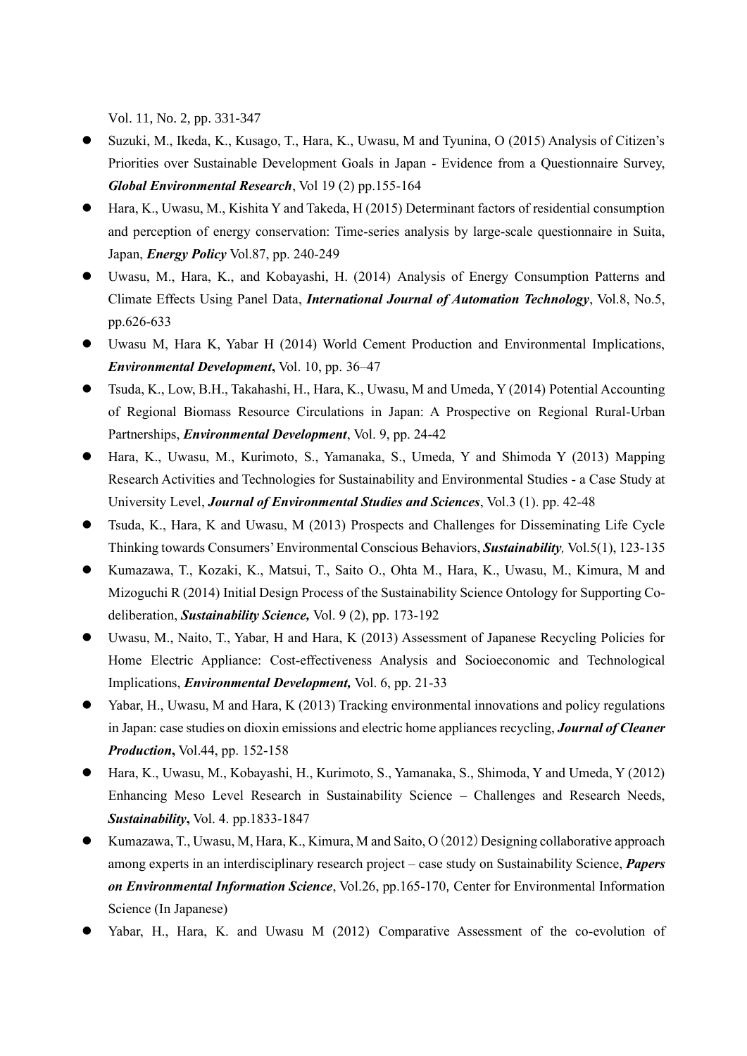Vol. 11, No. 2, pp. 331-347

- Suzuki, M., Ikeda, K., Kusago, T., Hara, K., Uwasu, M and Tyunina, O (2015) Analysis of Citizen's Priorities over Sustainable Development Goals in Japan - Evidence from a Questionnaire Survey, ***Global Environmental Research***, Vol 19 (2) pp.155-164
- Hara, K., Uwasu, M., Kishita Y and Takeda, H (2015) Determinant factors of residential consumption and perception of energy conservation: Time-series analysis by large-scale questionnaire in Suita, Japan, ***Energy Policy*** Vol.87, pp. 240-249
- Uwasu, M., Hara, K., and Kobayashi, H. (2014) Analysis of Energy Consumption Patterns and Climate Effects Using Panel Data, ***International Journal of Automation Technology***, Vol.8, No.5, pp.626-633
- Uwasu M, Hara K, Yabar H (2014) World Cement Production and Environmental Implications, ***Environmental Development***, Vol. 10, pp. 36–47
- Tsuda, K., Low, B.H., Takahashi, H., Hara, K., Uwasu, M and Umeda, Y (2014) Potential Accounting of Regional Biomass Resource Circulations in Japan: A Prospective on Regional Rural-Urban Partnerships, ***Environmental Development***, Vol. 9, pp. 24-42
- Hara, K., Uwasu, M., Kurimoto, S., Yamanaka, S., Umeda, Y and Shimoda Y (2013) Mapping Research Activities and Technologies for Sustainability and Environmental Studies - a Case Study at University Level, ***Journal of Environmental Studies and Sciences***, Vol.3 (1). pp. 42-48
- Tsuda, K., Hara, K and Uwasu, M (2013) Prospects and Challenges for Disseminating Life Cycle Thinking towards Consumers' Environmental Conscious Behaviors, ***Sustainability***, Vol.5(1), 123-135
- Kumazawa, T., Kozaki, K., Matsui, T., Saito O., Ohta M., Hara, K., Uwasu, M., Kimura, M and Mizoguchi R (2014) Initial Design Process of the Sustainability Science Ontology for Supporting Co-deliberation, ***Sustainability Science,*** Vol. 9 (2), pp. 173-192
- Uwasu, M., Naito, T., Yabar, H and Hara, K (2013) Assessment of Japanese Recycling Policies for Home Electric Appliance: Cost-effectiveness Analysis and Socioeconomic and Technological Implications, ***Environmental Development,*** Vol. 6, pp. 21-33
- Yabar, H., Uwasu, M and Hara, K (2013) Tracking environmental innovations and policy regulations in Japan: case studies on dioxin emissions and electric home appliances recycling, ***Journal of Cleaner Production***, Vol.44, pp. 152-158
- Hara, K., Uwasu, M., Kobayashi, H., Kurimoto, S., Yamanaka, S., Shimoda, Y and Umeda, Y (2012) Enhancing Meso Level Research in Sustainability Science – Challenges and Research Needs, ***Sustainability***, Vol. 4. pp.1833-1847
- Kumazawa, T., Uwasu, M, Hara, K., Kimura, M and Saito, O (2012) Designing collaborative approach among experts in an interdisciplinary research project – case study on Sustainability Science, ***Papers on Environmental Information Science***, Vol.26, pp.165-170, Center for Environmental Information Science (In Japanese)
- Yabar, H., Hara, K. and Uwasu M (2012) Comparative Assessment of the co-evolution of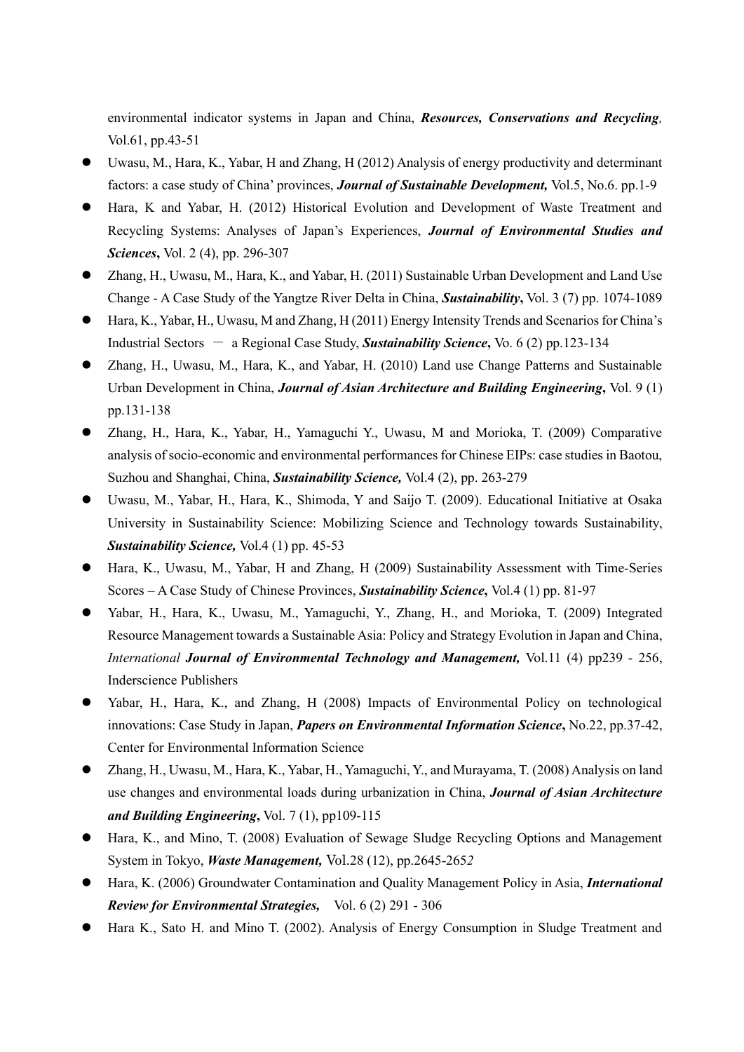environmental indicator systems in Japan and China, ***Resources, Conservations and Recycling,*** Vol.61, pp.43-51

- Uwasu, M., Hara, K., Yabar, H and Zhang, H (2012) Analysis of energy productivity and determinant factors: a case study of China' provinces, ***Journal of Sustainable Development,*** Vol.5, No.6. pp.1-9
- Hara, K and Yabar, H. (2012) Historical Evolution and Development of Waste Treatment and Recycling Systems: Analyses of Japan's Experiences, ***Journal of Environmental Studies and Sciences***, Vol. 2 (4), pp. 296-307
- Zhang, H., Uwasu, M., Hara, K., and Yabar, H. (2011) Sustainable Urban Development and Land Use Change - A Case Study of the Yangtze River Delta in China, ***Sustainability***, Vol. 3 (7) pp. 1074-1089
- Hara, K., Yabar, H., Uwasu, M and Zhang, H (2011) Energy Intensity Trends and Scenarios for China's Industrial Sectors － a Regional Case Study, ***Sustainability Science***, Vo. 6 (2) pp.123-134
- Zhang, H., Uwasu, M., Hara, K., and Yabar, H. (2010) Land use Change Patterns and Sustainable Urban Development in China, ***Journal of Asian Architecture and Building Engineering***, Vol. 9 (1) pp.131-138
- Zhang, H., Hara, K., Yabar, H., Yamaguchi Y., Uwasu, M and Morioka, T. (2009) Comparative analysis of socio-economic and environmental performances for Chinese EIPs: case studies in Baotou, Suzhou and Shanghai, China, ***Sustainability Science,*** Vol.4 (2), pp. 263-279
- Uwasu, M., Yabar, H., Hara, K., Shimoda, Y and Saijo T. (2009). Educational Initiative at Osaka University in Sustainability Science: Mobilizing Science and Technology towards Sustainability, ***Sustainability Science,*** Vol.4 (1) pp. 45-53
- Hara, K., Uwasu, M., Yabar, H and Zhang, H (2009) Sustainability Assessment with Time-Series Scores – A Case Study of Chinese Provinces, ***Sustainability Science***, Vol.4 (1) pp. 81-97
- Yabar, H., Hara, K., Uwasu, M., Yamaguchi, Y., Zhang, H., and Morioka, T. (2009) Integrated Resource Management towards a Sustainable Asia: Policy and Strategy Evolution in Japan and China, *International* ***Journal of Environmental Technology and Management,*** Vol.11 (4) pp239 - 256, Inderscience Publishers
- Yabar, H., Hara, K., and Zhang, H (2008) Impacts of Environmental Policy on technological innovations: Case Study in Japan, ***Papers on Environmental Information Science***, No.22, pp.37-42, Center for Environmental Information Science
- Zhang, H., Uwasu, M., Hara, K., Yabar, H., Yamaguchi, Y., and Murayama, T. (2008) Analysis on land use changes and environmental loads during urbanization in China, ***Journal of Asian Architecture and Building Engineering***, Vol. 7 (1), pp109-115
- Hara, K., and Mino, T. (2008) Evaluation of Sewage Sludge Recycling Options and Management System in Tokyo, ***Waste Management,*** Vol.28 (12), pp.2645-2652
- Hara, K. (2006) Groundwater Contamination and Quality Management Policy in Asia, ***International Review for Environmental Strategies,*** Vol. 6 (2) 291 - 306
- Hara K., Sato H. and Mino T. (2002). Analysis of Energy Consumption in Sludge Treatment and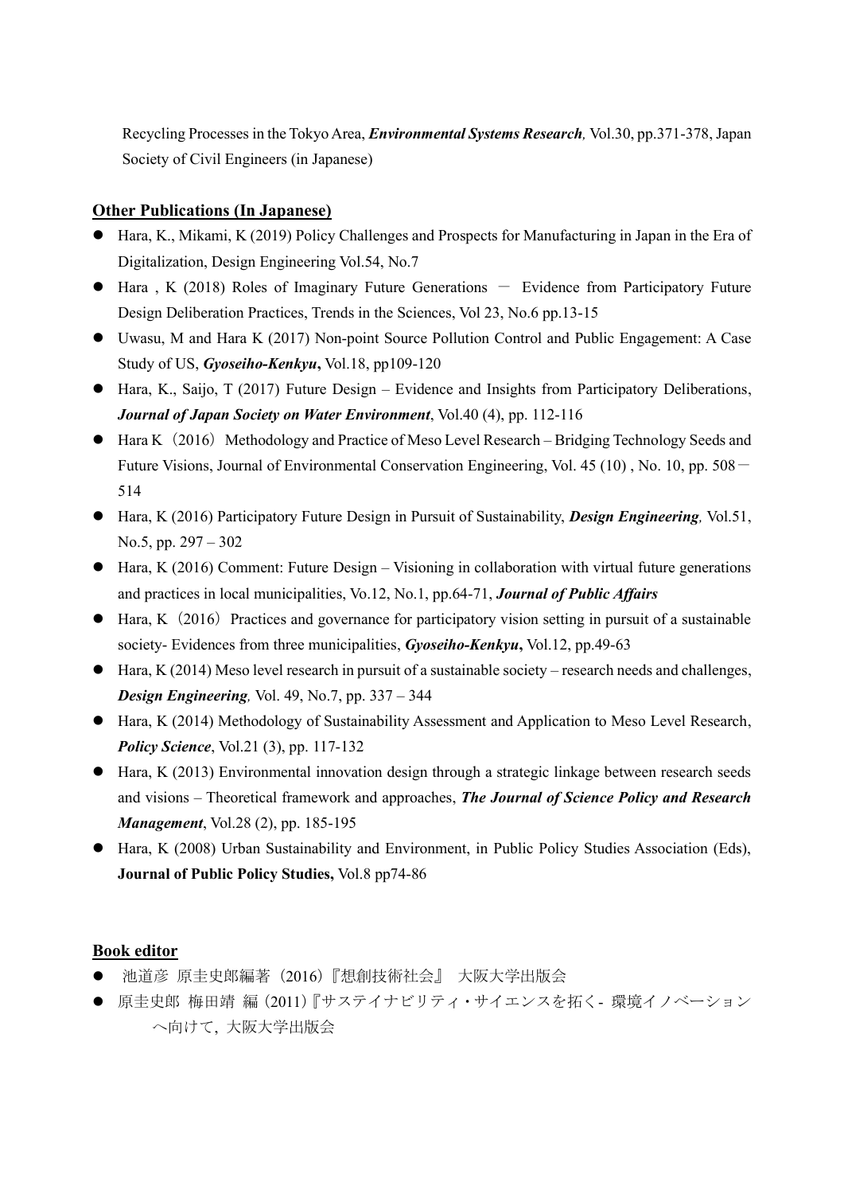Recycling Processes in the Tokyo Area, ***Environmental Systems Research**,* Vol.30, pp.371-378, Japan Society of Civil Engineers (in Japanese)

## Other Publications (In Japanese)

- Hara, K., Mikami, K (2019) Policy Challenges and Prospects for Manufacturing in Japan in the Era of Digitalization, Design Engineering Vol.54, No.7
- Hara , K (2018) Roles of Imaginary Future Generations － Evidence from Participatory Future Design Deliberation Practices, Trends in the Sciences, Vol 23, No.6 pp.13-15
- Uwasu, M and Hara K (2017) Non-point Source Pollution Control and Public Engagement: A Case Study of US, ***Gyoseiho-Kenkyu*,** Vol.18, pp109-120
- Hara, K., Saijo, T (2017) Future Design – Evidence and Insights from Participatory Deliberations, ***Journal of Japan Society on Water Environment***, Vol.40 (4), pp. 112-116
- Hara K（2016）Methodology and Practice of Meso Level Research – Bridging Technology Seeds and Future Visions, Journal of Environmental Conservation Engineering, Vol. 45 (10) , No. 10, pp. 508－514
- Hara, K (2016) Participatory Future Design in Pursuit of Sustainability, ***Design Engineering**,* Vol.51, No.5, pp. 297 – 302
- Hara, K (2016) Comment: Future Design – Visioning in collaboration with virtual future generations and practices in local municipalities, Vo.12, No.1, pp.64-71, ***Journal of Public Affairs***
- Hara, K（2016）Practices and governance for participatory vision setting in pursuit of a sustainable society- Evidences from three municipalities, ***Gyoseiho-Kenkyu*,** Vol.12, pp.49-63
- Hara, K (2014) Meso level research in pursuit of a sustainable society – research needs and challenges, ***Design Engineering**,* Vol. 49, No.7, pp. 337 – 344
- Hara, K (2014) Methodology of Sustainability Assessment and Application to Meso Level Research, ***Policy Science***, Vol.21 (3), pp. 117-132
- Hara, K (2013) Environmental innovation design through a strategic linkage between research seeds and visions – Theoretical framework and approaches, ***The Journal of Science Policy and Research Management***, Vol.28 (2), pp. 185-195
- Hara, K (2008) Urban Sustainability and Environment, in Public Policy Studies Association (Eds), **Journal of Public Policy Studies,** Vol.8 pp74-86

## Book editor

- 池道彦 原圭史郎編著（2016）『想創技術社会』 大阪大学出版会
- 原圭史郎 梅田靖 編（2011）『サステイナビリティ・サイエンスを拓く- 環境イノベーションへ向けて, 大阪大学出版会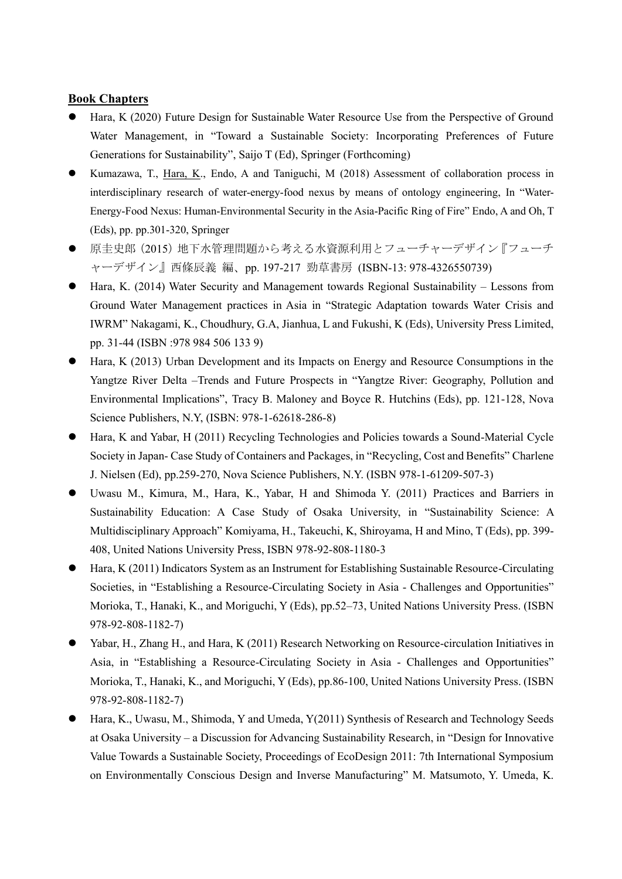**Book Chapters**

- Hara, K (2020) Future Design for Sustainable Water Resource Use from the Perspective of Ground Water Management, in "Toward a Sustainable Society: Incorporating Preferences of Future Generations for Sustainability", Saijo T (Ed), Springer (Forthcoming)
- Kumazawa, T., Hara, K., Endo, A and Taniguchi, M (2018) Assessment of collaboration process in interdisciplinary research of water-energy-food nexus by means of ontology engineering, In "Water-Energy-Food Nexus: Human-Environmental Security in the Asia-Pacific Ring of Fire" Endo, A and Oh, T (Eds), pp. pp.301-320, Springer
- 原圭史郎（2015）地下水管理問題から考える水資源利用とフューチャーデザイン『フューチャーデザイン』西條辰義 編、pp. 197-217 勁草書房 (ISBN-13: 978-4326550739)
- Hara, K. (2014) Water Security and Management towards Regional Sustainability – Lessons from Ground Water Management practices in Asia in "Strategic Adaptation towards Water Crisis and IWRM" Nakagami, K., Choudhury, G.A, Jianhua, L and Fukushi, K (Eds), University Press Limited, pp. 31-44 (ISBN :978 984 506 133 9)
- Hara, K (2013) Urban Development and its Impacts on Energy and Resource Consumptions in the Yangtze River Delta –Trends and Future Prospects in "Yangtze River: Geography, Pollution and Environmental Implications", Tracy B. Maloney and Boyce R. Hutchins (Eds), pp. 121-128, Nova Science Publishers, N.Y, (ISBN: 978-1-62618-286-8)
- Hara, K and Yabar, H (2011) Recycling Technologies and Policies towards a Sound-Material Cycle Society in Japan- Case Study of Containers and Packages, in "Recycling, Cost and Benefits" Charlene J. Nielsen (Ed), pp.259-270, Nova Science Publishers, N.Y. (ISBN 978-1-61209-507-3)
- Uwasu M., Kimura, M., Hara, K., Yabar, H and Shimoda Y. (2011) Practices and Barriers in Sustainability Education: A Case Study of Osaka University, in "Sustainability Science: A Multidisciplinary Approach" Komiyama, H., Takeuchi, K, Shiroyama, H and Mino, T (Eds), pp. 399-408, United Nations University Press, ISBN 978-92-808-1180-3
- Hara, K (2011) Indicators System as an Instrument for Establishing Sustainable Resource-Circulating Societies, in "Establishing a Resource-Circulating Society in Asia - Challenges and Opportunities" Morioka, T., Hanaki, K., and Moriguchi, Y (Eds), pp.52–73, United Nations University Press. (ISBN 978-92-808-1182-7)
- Yabar, H., Zhang H., and Hara, K (2011) Research Networking on Resource-circulation Initiatives in Asia, in "Establishing a Resource-Circulating Society in Asia - Challenges and Opportunities" Morioka, T., Hanaki, K., and Moriguchi, Y (Eds), pp.86-100, United Nations University Press. (ISBN 978-92-808-1182-7)
- Hara, K., Uwasu, M., Shimoda, Y and Umeda, Y(2011) Synthesis of Research and Technology Seeds at Osaka University – a Discussion for Advancing Sustainability Research, in "Design for Innovative Value Towards a Sustainable Society, Proceedings of EcoDesign 2011: 7th International Symposium on Environmentally Conscious Design and Inverse Manufacturing" M. Matsumoto, Y. Umeda, K.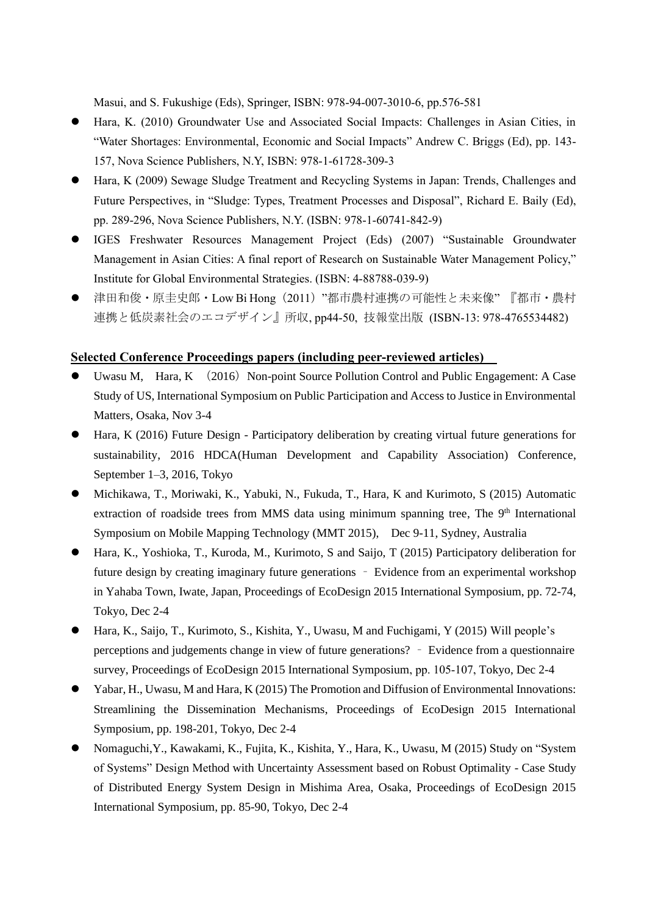Masui, and S. Fukushige (Eds), Springer, ISBN: 978-94-007-3010-6, pp.576-581

- Hara, K. (2010) Groundwater Use and Associated Social Impacts: Challenges in Asian Cities, in "Water Shortages: Environmental, Economic and Social Impacts" Andrew C. Briggs (Ed), pp. 143-157, Nova Science Publishers, N.Y, ISBN: 978-1-61728-309-3
- Hara, K (2009) Sewage Sludge Treatment and Recycling Systems in Japan: Trends, Challenges and Future Perspectives, in "Sludge: Types, Treatment Processes and Disposal", Richard E. Baily (Ed), pp. 289-296, Nova Science Publishers, N.Y. (ISBN: 978-1-60741-842-9)
- IGES Freshwater Resources Management Project (Eds) (2007) "Sustainable Groundwater Management in Asian Cities: A final report of Research on Sustainable Water Management Policy," Institute for Global Environmental Strategies. (ISBN: 4-88788-039-9)
- 津田和俊・原圭史郎・Low Bi Hong（2011）"都市農村連携の可能性と未来像" 『都市・農村連携と低炭素社会のエコデザイン』所収, pp44-50, 技報堂出版 (ISBN-13: 978-4765534482)

**Selected Conference Proceedings papers (including peer-reviewed articles)**

- Uwasu M, Hara, K （2016）Non-point Source Pollution Control and Public Engagement: A Case Study of US, International Symposium on Public Participation and Access to Justice in Environmental Matters, Osaka, Nov 3-4
- Hara, K (2016) Future Design - Participatory deliberation by creating virtual future generations for sustainability, 2016 HDCA(Human Development and Capability Association) Conference, September 1–3, 2016, Tokyo
- Michikawa, T., Moriwaki, K., Yabuki, N., Fukuda, T., Hara, K and Kurimoto, S (2015) Automatic extraction of roadside trees from MMS data using minimum spanning tree, The 9th International Symposium on Mobile Mapping Technology (MMT 2015), Dec 9-11, Sydney, Australia
- Hara, K., Yoshioka, T., Kuroda, M., Kurimoto, S and Saijo, T (2015) Participatory deliberation for future design by creating imaginary future generations – Evidence from an experimental workshop in Yahaba Town, Iwate, Japan, Proceedings of EcoDesign 2015 International Symposium, pp. 72-74, Tokyo, Dec 2-4
- Hara, K., Saijo, T., Kurimoto, S., Kishita, Y., Uwasu, M and Fuchigami, Y (2015) Will people's perceptions and judgements change in view of future generations? – Evidence from a questionnaire survey, Proceedings of EcoDesign 2015 International Symposium, pp. 105-107, Tokyo, Dec 2-4
- Yabar, H., Uwasu, M and Hara, K (2015) The Promotion and Diffusion of Environmental Innovations: Streamlining the Dissemination Mechanisms, Proceedings of EcoDesign 2015 International Symposium, pp. 198-201, Tokyo, Dec 2-4
- Nomaguchi,Y., Kawakami, K., Fujita, K., Kishita, Y., Hara, K., Uwasu, M (2015) Study on "System of Systems" Design Method with Uncertainty Assessment based on Robust Optimality - Case Study of Distributed Energy System Design in Mishima Area, Osaka, Proceedings of EcoDesign 2015 International Symposium, pp. 85-90, Tokyo, Dec 2-4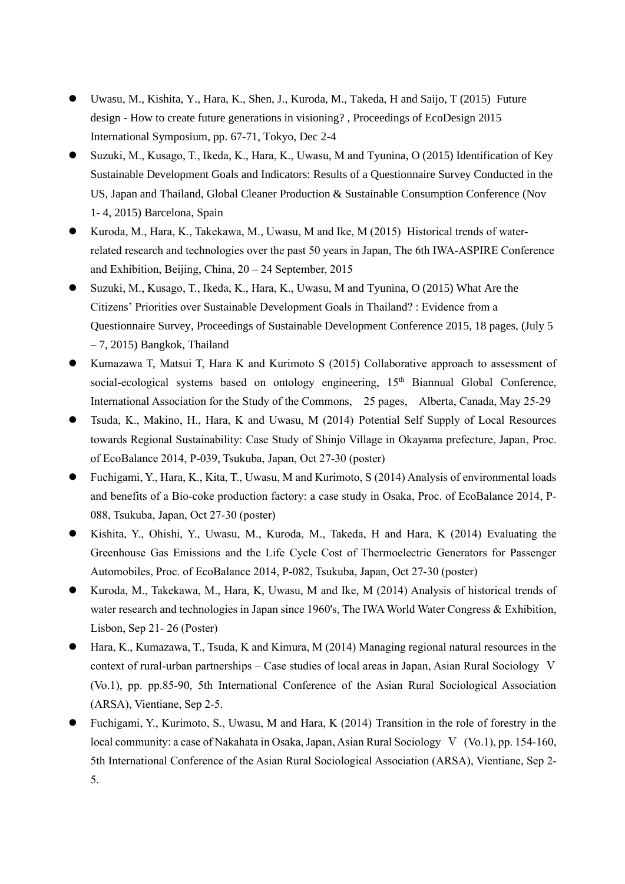- Uwasu, M., Kishita, Y., Hara, K., Shen, J., Kuroda, M., Takeda, H and Saijo, T (2015) Future design - How to create future generations in visioning? , Proceedings of EcoDesign 2015 International Symposium, pp. 67-71, Tokyo, Dec 2-4
- Suzuki, M., Kusago, T., Ikeda, K., Hara, K., Uwasu, M and Tyunina, O (2015) Identification of Key Sustainable Development Goals and Indicators: Results of a Questionnaire Survey Conducted in the US, Japan and Thailand, Global Cleaner Production & Sustainable Consumption Conference (Nov 1- 4, 2015) Barcelona, Spain
- Kuroda, M., Hara, K., Takekawa, M., Uwasu, M and Ike, M (2015) Historical trends of water-related research and technologies over the past 50 years in Japan, The 6th IWA-ASPIRE Conference and Exhibition, Beijing, China, 20 – 24 September, 2015
- Suzuki, M., Kusago, T., Ikeda, K., Hara, K., Uwasu, M and Tyunina, O (2015) What Are the Citizens' Priorities over Sustainable Development Goals in Thailand? : Evidence from a Questionnaire Survey, Proceedings of Sustainable Development Conference 2015, 18 pages, (July 5 – 7, 2015) Bangkok, Thailand
- Kumazawa T, Matsui T, Hara K and Kurimoto S (2015) Collaborative approach to assessment of social-ecological systems based on ontology engineering, 15th Biannual Global Conference, International Association for the Study of the Commons,  25 pages,  Alberta, Canada, May 25-29
- Tsuda, K., Makino, H., Hara, K and Uwasu, M (2014) Potential Self Supply of Local Resources towards Regional Sustainability: Case Study of Shinjo Village in Okayama prefecture, Japan, Proc. of EcoBalance 2014, P-039, Tsukuba, Japan, Oct 27-30 (poster)
- Fuchigami, Y., Hara, K., Kita, T., Uwasu, M and Kurimoto, S (2014) Analysis of environmental loads and benefits of a Bio-coke production factory: a case study in Osaka, Proc. of EcoBalance 2014, P-088, Tsukuba, Japan, Oct 27-30 (poster)
- Kishita, Y., Ohishi, Y., Uwasu, M., Kuroda, M., Takeda, H and Hara, K (2014) Evaluating the Greenhouse Gas Emissions and the Life Cycle Cost of Thermoelectric Generators for Passenger Automobiles, Proc. of EcoBalance 2014, P-082, Tsukuba, Japan, Oct 27-30 (poster)
- Kuroda, M., Takekawa, M., Hara, K, Uwasu, M and Ike, M (2014) Analysis of historical trends of water research and technologies in Japan since 1960's, The IWA World Water Congress & Exhibition, Lisbon, Sep 21- 26 (Poster)
- Hara, K., Kumazawa, T., Tsuda, K and Kimura, M (2014) Managing regional natural resources in the context of rural-urban partnerships – Case studies of local areas in Japan, Asian Rural Sociology Ⅴ (Vo.1), pp. pp.85-90, 5th International Conference of the Asian Rural Sociological Association (ARSA), Vientiane, Sep 2-5.
- Fuchigami, Y., Kurimoto, S., Uwasu, M and Hara, K (2014) Transition in the role of forestry in the local community: a case of Nakahata in Osaka, Japan, Asian Rural Sociology Ⅴ (Vo.1), pp. 154-160, 5th International Conference of the Asian Rural Sociological Association (ARSA), Vientiane, Sep 2-5.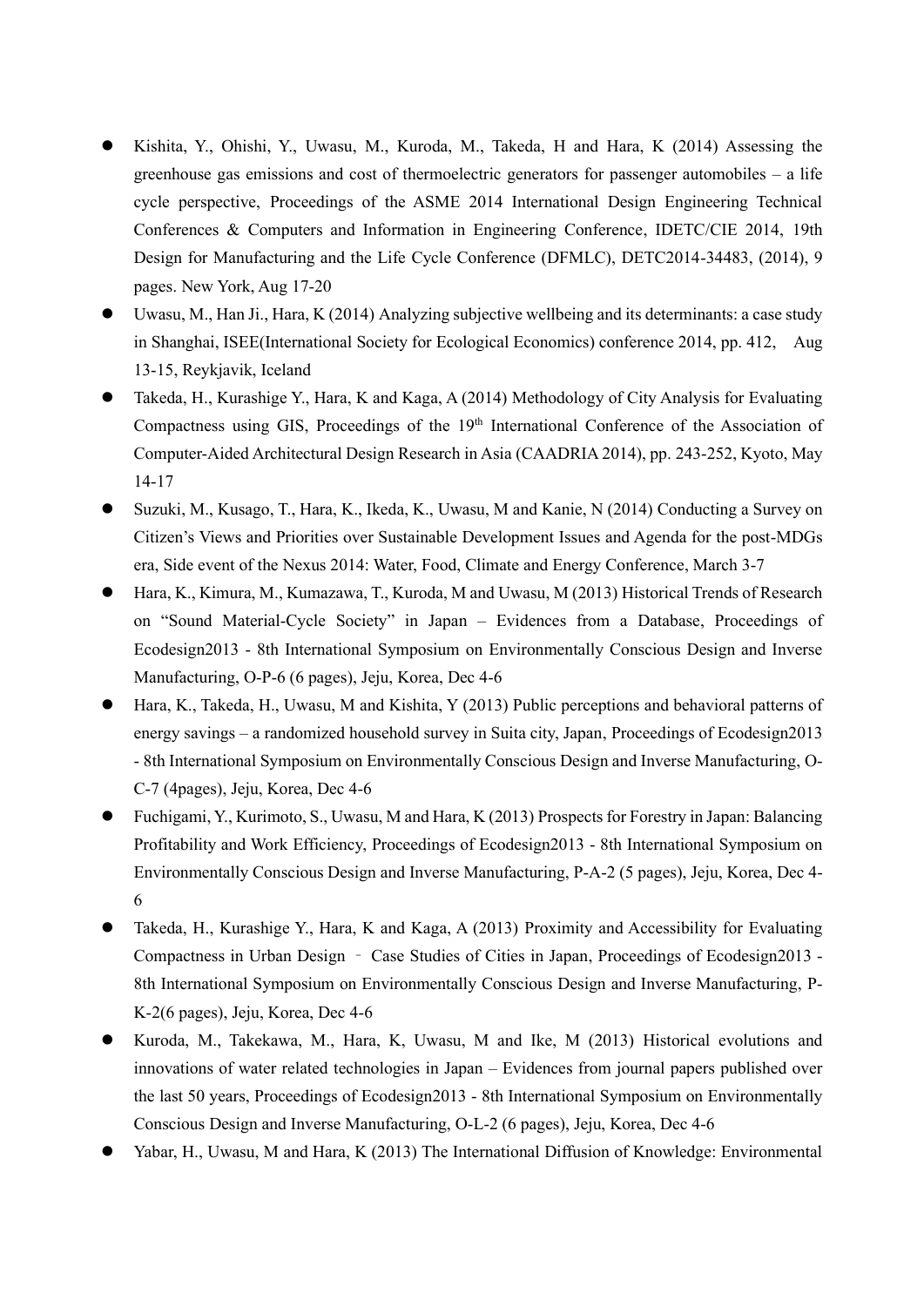- Kishita, Y., Ohishi, Y., Uwasu, M., Kuroda, M., Takeda, H and Hara, K (2014) Assessing the greenhouse gas emissions and cost of thermoelectric generators for passenger automobiles – a life cycle perspective, Proceedings of the ASME 2014 International Design Engineering Technical Conferences & Computers and Information in Engineering Conference, IDETC/CIE 2014, 19th Design for Manufacturing and the Life Cycle Conference (DFMLC), DETC2014-34483, (2014), 9 pages. New York, Aug 17-20
- Uwasu, M., Han Ji., Hara, K (2014) Analyzing subjective wellbeing and its determinants: a case study in Shanghai, ISEE(International Society for Ecological Economics) conference 2014, pp. 412, Aug 13-15, Reykjavik, Iceland
- Takeda, H., Kurashige Y., Hara, K and Kaga, A (2014) Methodology of City Analysis for Evaluating Compactness using GIS, Proceedings of the 19th International Conference of the Association of Computer-Aided Architectural Design Research in Asia (CAADRIA 2014), pp. 243-252, Kyoto, May 14-17
- Suzuki, M., Kusago, T., Hara, K., Ikeda, K., Uwasu, M and Kanie, N (2014) Conducting a Survey on Citizen's Views and Priorities over Sustainable Development Issues and Agenda for the post-MDGs era, Side event of the Nexus 2014: Water, Food, Climate and Energy Conference, March 3-7
- Hara, K., Kimura, M., Kumazawa, T., Kuroda, M and Uwasu, M (2013) Historical Trends of Research on "Sound Material-Cycle Society" in Japan – Evidences from a Database, Proceedings of Ecodesign2013 - 8th International Symposium on Environmentally Conscious Design and Inverse Manufacturing, O-P-6 (6 pages), Jeju, Korea, Dec 4-6
- Hara, K., Takeda, H., Uwasu, M and Kishita, Y (2013) Public perceptions and behavioral patterns of energy savings – a randomized household survey in Suita city, Japan, Proceedings of Ecodesign2013 - 8th International Symposium on Environmentally Conscious Design and Inverse Manufacturing, O-C-7 (4pages), Jeju, Korea, Dec 4-6
- Fuchigami, Y., Kurimoto, S., Uwasu, M and Hara, K (2013) Prospects for Forestry in Japan: Balancing Profitability and Work Efficiency, Proceedings of Ecodesign2013 - 8th International Symposium on Environmentally Conscious Design and Inverse Manufacturing, P-A-2 (5 pages), Jeju, Korea, Dec 4-6
- Takeda, H., Kurashige Y., Hara, K and Kaga, A (2013) Proximity and Accessibility for Evaluating Compactness in Urban Design – Case Studies of Cities in Japan, Proceedings of Ecodesign2013 - 8th International Symposium on Environmentally Conscious Design and Inverse Manufacturing, P-K-2(6 pages), Jeju, Korea, Dec 4-6
- Kuroda, M., Takekawa, M., Hara, K, Uwasu, M and Ike, M (2013) Historical evolutions and innovations of water related technologies in Japan – Evidences from journal papers published over the last 50 years, Proceedings of Ecodesign2013 - 8th International Symposium on Environmentally Conscious Design and Inverse Manufacturing, O-L-2 (6 pages), Jeju, Korea, Dec 4-6
- Yabar, H., Uwasu, M and Hara, K (2013) The International Diffusion of Knowledge: Environmental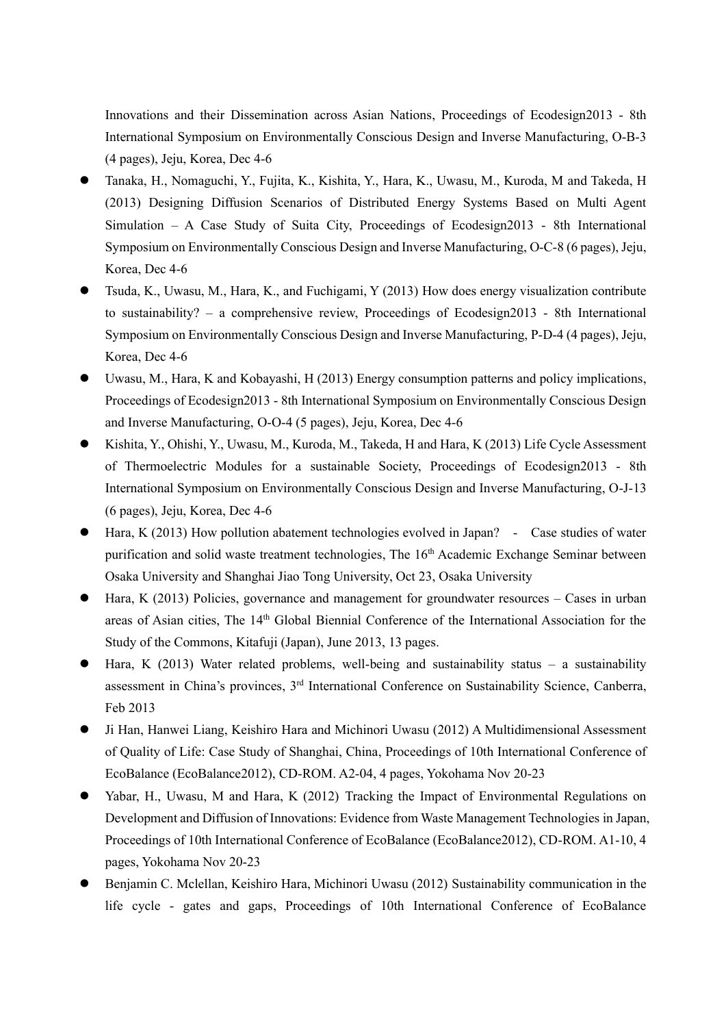Innovations and their Dissemination across Asian Nations, Proceedings of Ecodesign2013 - 8th International Symposium on Environmentally Conscious Design and Inverse Manufacturing, O-B-3 (4 pages), Jeju, Korea, Dec 4-6

- Tanaka, H., Nomaguchi, Y., Fujita, K., Kishita, Y., Hara, K., Uwasu, M., Kuroda, M and Takeda, H (2013) Designing Diffusion Scenarios of Distributed Energy Systems Based on Multi Agent Simulation – A Case Study of Suita City, Proceedings of Ecodesign2013 - 8th International Symposium on Environmentally Conscious Design and Inverse Manufacturing, O-C-8 (6 pages), Jeju, Korea, Dec 4-6
- Tsuda, K., Uwasu, M., Hara, K., and Fuchigami, Y (2013) How does energy visualization contribute to sustainability? – a comprehensive review, Proceedings of Ecodesign2013 - 8th International Symposium on Environmentally Conscious Design and Inverse Manufacturing, P-D-4 (4 pages), Jeju, Korea, Dec 4-6
- Uwasu, M., Hara, K and Kobayashi, H (2013) Energy consumption patterns and policy implications, Proceedings of Ecodesign2013 - 8th International Symposium on Environmentally Conscious Design and Inverse Manufacturing, O-O-4 (5 pages), Jeju, Korea, Dec 4-6
- Kishita, Y., Ohishi, Y., Uwasu, M., Kuroda, M., Takeda, H and Hara, K (2013) Life Cycle Assessment of Thermoelectric Modules for a sustainable Society, Proceedings of Ecodesign2013 - 8th International Symposium on Environmentally Conscious Design and Inverse Manufacturing, O-J-13 (6 pages), Jeju, Korea, Dec 4-6
- Hara, K (2013) How pollution abatement technologies evolved in Japan? - Case studies of water purification and solid waste treatment technologies, The 16th Academic Exchange Seminar between Osaka University and Shanghai Jiao Tong University, Oct 23, Osaka University
- Hara, K (2013) Policies, governance and management for groundwater resources – Cases in urban areas of Asian cities, The 14th Global Biennial Conference of the International Association for the Study of the Commons, Kitafuji (Japan), June 2013, 13 pages.
- Hara, K (2013) Water related problems, well-being and sustainability status – a sustainability assessment in China's provinces, 3rd International Conference on Sustainability Science, Canberra, Feb 2013
- Ji Han, Hanwei Liang, Keishiro Hara and Michinori Uwasu (2012) A Multidimensional Assessment of Quality of Life: Case Study of Shanghai, China, Proceedings of 10th International Conference of EcoBalance (EcoBalance2012), CD-ROM. A2-04, 4 pages, Yokohama Nov 20-23
- Yabar, H., Uwasu, M and Hara, K (2012) Tracking the Impact of Environmental Regulations on Development and Diffusion of Innovations: Evidence from Waste Management Technologies in Japan, Proceedings of 10th International Conference of EcoBalance (EcoBalance2012), CD-ROM. A1-10, 4 pages, Yokohama Nov 20-23
- Benjamin C. Mclellan, Keishiro Hara, Michinori Uwasu (2012) Sustainability communication in the life cycle - gates and gaps, Proceedings of 10th International Conference of EcoBalance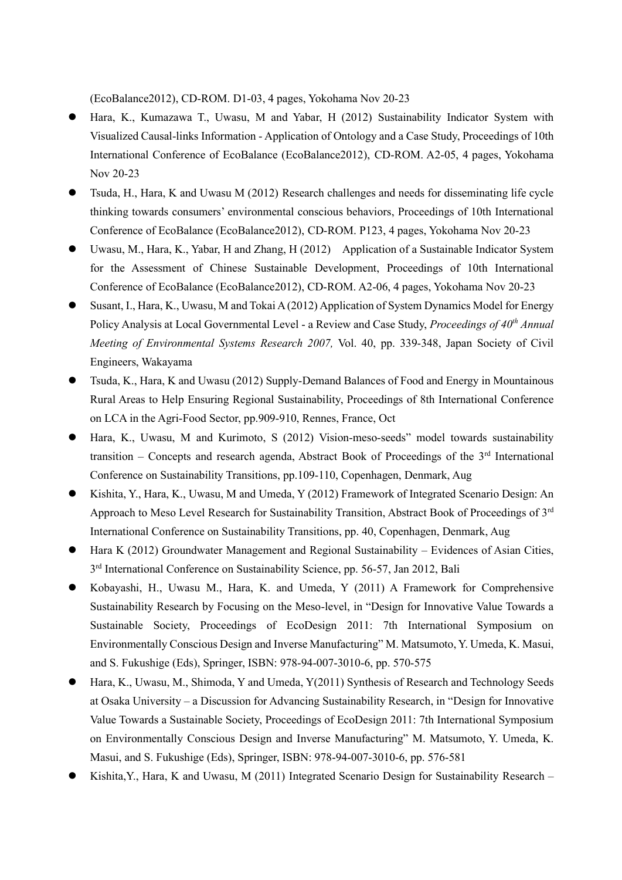(EcoBalance2012), CD-ROM. D1-03, 4 pages, Yokohama Nov 20-23

- Hara, K., Kumazawa T., Uwasu, M and Yabar, H (2012) Sustainability Indicator System with Visualized Causal-links Information - Application of Ontology and a Case Study, Proceedings of 10th International Conference of EcoBalance (EcoBalance2012), CD-ROM. A2-05, 4 pages, Yokohama Nov 20-23
- Tsuda, H., Hara, K and Uwasu M (2012) Research challenges and needs for disseminating life cycle thinking towards consumers' environmental conscious behaviors, Proceedings of 10th International Conference of EcoBalance (EcoBalance2012), CD-ROM. P123, 4 pages, Yokohama Nov 20-23
- Uwasu, M., Hara, K., Yabar, H and Zhang, H (2012) Application of a Sustainable Indicator System for the Assessment of Chinese Sustainable Development, Proceedings of 10th International Conference of EcoBalance (EcoBalance2012), CD-ROM. A2-06, 4 pages, Yokohama Nov 20-23
- Susant, I., Hara, K., Uwasu, M and Tokai A (2012) Application of System Dynamics Model for Energy Policy Analysis at Local Governmental Level - a Review and Case Study, *Proceedings of 40th Annual Meeting of Environmental Systems Research 2007,* Vol. 40, pp. 339-348, Japan Society of Civil Engineers, Wakayama
- Tsuda, K., Hara, K and Uwasu (2012) Supply-Demand Balances of Food and Energy in Mountainous Rural Areas to Help Ensuring Regional Sustainability, Proceedings of 8th International Conference on LCA in the Agri-Food Sector, pp.909-910, Rennes, France, Oct
- Hara, K., Uwasu, M and Kurimoto, S (2012) Vision-meso-seeds" model towards sustainability transition – Concepts and research agenda, Abstract Book of Proceedings of the 3rd International Conference on Sustainability Transitions, pp.109-110, Copenhagen, Denmark, Aug
- Kishita, Y., Hara, K., Uwasu, M and Umeda, Y (2012) Framework of Integrated Scenario Design: An Approach to Meso Level Research for Sustainability Transition, Abstract Book of Proceedings of 3rd International Conference on Sustainability Transitions, pp. 40, Copenhagen, Denmark, Aug
- Hara K (2012) Groundwater Management and Regional Sustainability – Evidences of Asian Cities, 3rd International Conference on Sustainability Science, pp. 56-57, Jan 2012, Bali
- Kobayashi, H., Uwasu M., Hara, K. and Umeda, Y (2011) A Framework for Comprehensive Sustainability Research by Focusing on the Meso-level, in "Design for Innovative Value Towards a Sustainable Society, Proceedings of EcoDesign 2011: 7th International Symposium on Environmentally Conscious Design and Inverse Manufacturing" M. Matsumoto, Y. Umeda, K. Masui, and S. Fukushige (Eds), Springer, ISBN: 978-94-007-3010-6, pp. 570-575
- Hara, K., Uwasu, M., Shimoda, Y and Umeda, Y(2011) Synthesis of Research and Technology Seeds at Osaka University – a Discussion for Advancing Sustainability Research, in "Design for Innovative Value Towards a Sustainable Society, Proceedings of EcoDesign 2011: 7th International Symposium on Environmentally Conscious Design and Inverse Manufacturing" M. Matsumoto, Y. Umeda, K. Masui, and S. Fukushige (Eds), Springer, ISBN: 978-94-007-3010-6, pp. 576-581
- Kishita,Y., Hara, K and Uwasu, M (2011) Integrated Scenario Design for Sustainability Research –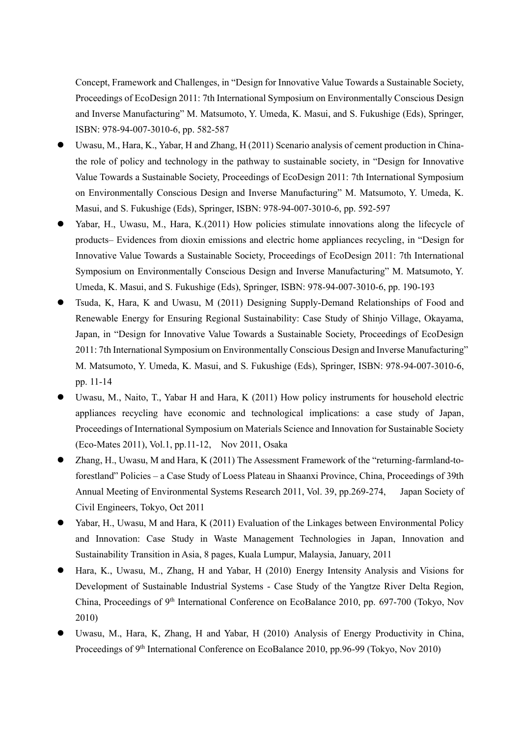Concept, Framework and Challenges, in "Design for Innovative Value Towards a Sustainable Society, Proceedings of EcoDesign 2011: 7th International Symposium on Environmentally Conscious Design and Inverse Manufacturing" M. Matsumoto, Y. Umeda, K. Masui, and S. Fukushige (Eds), Springer, ISBN: 978-94-007-3010-6, pp. 582-587

- Uwasu, M., Hara, K., Yabar, H and Zhang, H (2011) Scenario analysis of cement production in China- the role of policy and technology in the pathway to sustainable society, in "Design for Innovative Value Towards a Sustainable Society, Proceedings of EcoDesign 2011: 7th International Symposium on Environmentally Conscious Design and Inverse Manufacturing" M. Matsumoto, Y. Umeda, K. Masui, and S. Fukushige (Eds), Springer, ISBN: 978-94-007-3010-6, pp. 592-597
- Yabar, H., Uwasu, M., Hara, K.(2011) How policies stimulate innovations along the lifecycle of products– Evidences from dioxin emissions and electric home appliances recycling, in "Design for Innovative Value Towards a Sustainable Society, Proceedings of EcoDesign 2011: 7th International Symposium on Environmentally Conscious Design and Inverse Manufacturing" M. Matsumoto, Y. Umeda, K. Masui, and S. Fukushige (Eds), Springer, ISBN: 978-94-007-3010-6, pp. 190-193
- Tsuda, K, Hara, K and Uwasu, M (2011) Designing Supply-Demand Relationships of Food and Renewable Energy for Ensuring Regional Sustainability: Case Study of Shinjo Village, Okayama, Japan, in "Design for Innovative Value Towards a Sustainable Society, Proceedings of EcoDesign 2011: 7th International Symposium on Environmentally Conscious Design and Inverse Manufacturing" M. Matsumoto, Y. Umeda, K. Masui, and S. Fukushige (Eds), Springer, ISBN: 978-94-007-3010-6, pp. 11-14
- Uwasu, M., Naito, T., Yabar H and Hara, K (2011) How policy instruments for household electric appliances recycling have economic and technological implications: a case study of Japan, Proceedings of International Symposium on Materials Science and Innovation for Sustainable Society (Eco-Mates 2011), Vol.1, pp.11-12, Nov 2011, Osaka
- Zhang, H., Uwasu, M and Hara, K (2011) The Assessment Framework of the "returning-farmland-to-forestland" Policies – a Case Study of Loess Plateau in Shaanxi Province, China, Proceedings of 39th Annual Meeting of Environmental Systems Research 2011, Vol. 39, pp.269-274, Japan Society of Civil Engineers, Tokyo, Oct 2011
- Yabar, H., Uwasu, M and Hara, K (2011) Evaluation of the Linkages between Environmental Policy and Innovation: Case Study in Waste Management Technologies in Japan, Innovation and Sustainability Transition in Asia, 8 pages, Kuala Lumpur, Malaysia, January, 2011
- Hara, K., Uwasu, M., Zhang, H and Yabar, H (2010) Energy Intensity Analysis and Visions for Development of Sustainable Industrial Systems - Case Study of the Yangtze River Delta Region, China, Proceedings of 9th International Conference on EcoBalance 2010, pp. 697-700 (Tokyo, Nov 2010)
- Uwasu, M., Hara, K, Zhang, H and Yabar, H (2010) Analysis of Energy Productivity in China, Proceedings of 9th International Conference on EcoBalance 2010, pp.96-99 (Tokyo, Nov 2010)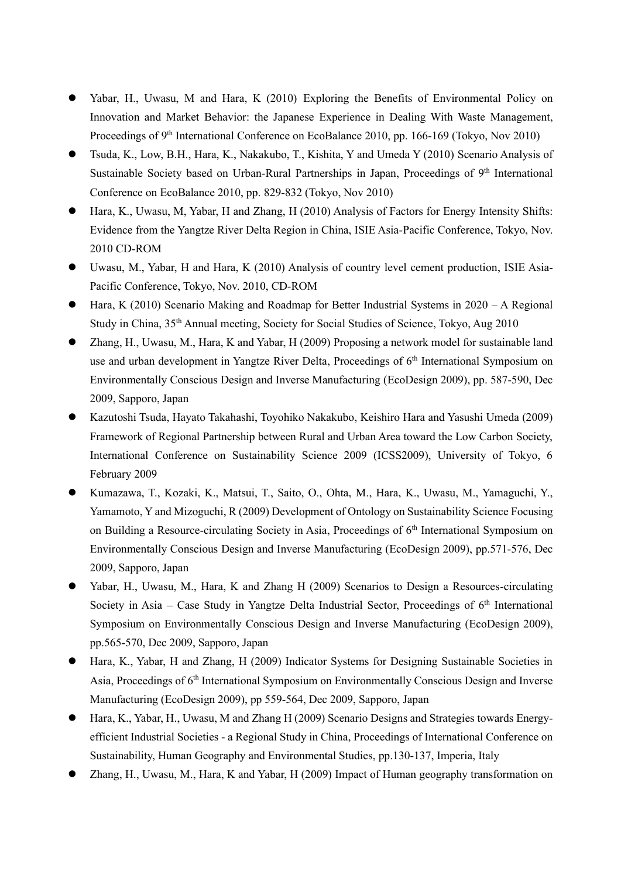- Yabar, H., Uwasu, M and Hara, K (2010) Exploring the Benefits of Environmental Policy on Innovation and Market Behavior: the Japanese Experience in Dealing With Waste Management, Proceedings of 9th International Conference on EcoBalance 2010, pp. 166-169 (Tokyo, Nov 2010)
- Tsuda, K., Low, B.H., Hara, K., Nakakubo, T., Kishita, Y and Umeda Y (2010) Scenario Analysis of Sustainable Society based on Urban-Rural Partnerships in Japan, Proceedings of 9th International Conference on EcoBalance 2010, pp. 829-832 (Tokyo, Nov 2010)
- Hara, K., Uwasu, M, Yabar, H and Zhang, H (2010) Analysis of Factors for Energy Intensity Shifts: Evidence from the Yangtze River Delta Region in China, ISIE Asia-Pacific Conference, Tokyo, Nov. 2010 CD-ROM
- Uwasu, M., Yabar, H and Hara, K (2010) Analysis of country level cement production, ISIE Asia-Pacific Conference, Tokyo, Nov. 2010, CD-ROM
- Hara, K (2010) Scenario Making and Roadmap for Better Industrial Systems in 2020 – A Regional Study in China, 35th Annual meeting, Society for Social Studies of Science, Tokyo, Aug 2010
- Zhang, H., Uwasu, M., Hara, K and Yabar, H (2009) Proposing a network model for sustainable land use and urban development in Yangtze River Delta, Proceedings of 6th International Symposium on Environmentally Conscious Design and Inverse Manufacturing (EcoDesign 2009), pp. 587-590, Dec 2009, Sapporo, Japan
- Kazutoshi Tsuda, Hayato Takahashi, Toyohiko Nakakubo, Keishiro Hara and Yasushi Umeda (2009) Framework of Regional Partnership between Rural and Urban Area toward the Low Carbon Society, International Conference on Sustainability Science 2009 (ICSS2009), University of Tokyo, 6 February 2009
- Kumazawa, T., Kozaki, K., Matsui, T., Saito, O., Ohta, M., Hara, K., Uwasu, M., Yamaguchi, Y., Yamamoto, Y and Mizoguchi, R (2009) Development of Ontology on Sustainability Science Focusing on Building a Resource-circulating Society in Asia, Proceedings of 6th International Symposium on Environmentally Conscious Design and Inverse Manufacturing (EcoDesign 2009), pp.571-576, Dec 2009, Sapporo, Japan
- Yabar, H., Uwasu, M., Hara, K and Zhang H (2009) Scenarios to Design a Resources-circulating Society in Asia – Case Study in Yangtze Delta Industrial Sector, Proceedings of 6th International Symposium on Environmentally Conscious Design and Inverse Manufacturing (EcoDesign 2009), pp.565-570, Dec 2009, Sapporo, Japan
- Hara, K., Yabar, H and Zhang, H (2009) Indicator Systems for Designing Sustainable Societies in Asia, Proceedings of 6th International Symposium on Environmentally Conscious Design and Inverse Manufacturing (EcoDesign 2009), pp 559-564, Dec 2009, Sapporo, Japan
- Hara, K., Yabar, H., Uwasu, M and Zhang H (2009) Scenario Designs and Strategies towards Energy-efficient Industrial Societies - a Regional Study in China, Proceedings of International Conference on Sustainability, Human Geography and Environmental Studies, pp.130-137, Imperia, Italy
- Zhang, H., Uwasu, M., Hara, K and Yabar, H (2009) Impact of Human geography transformation on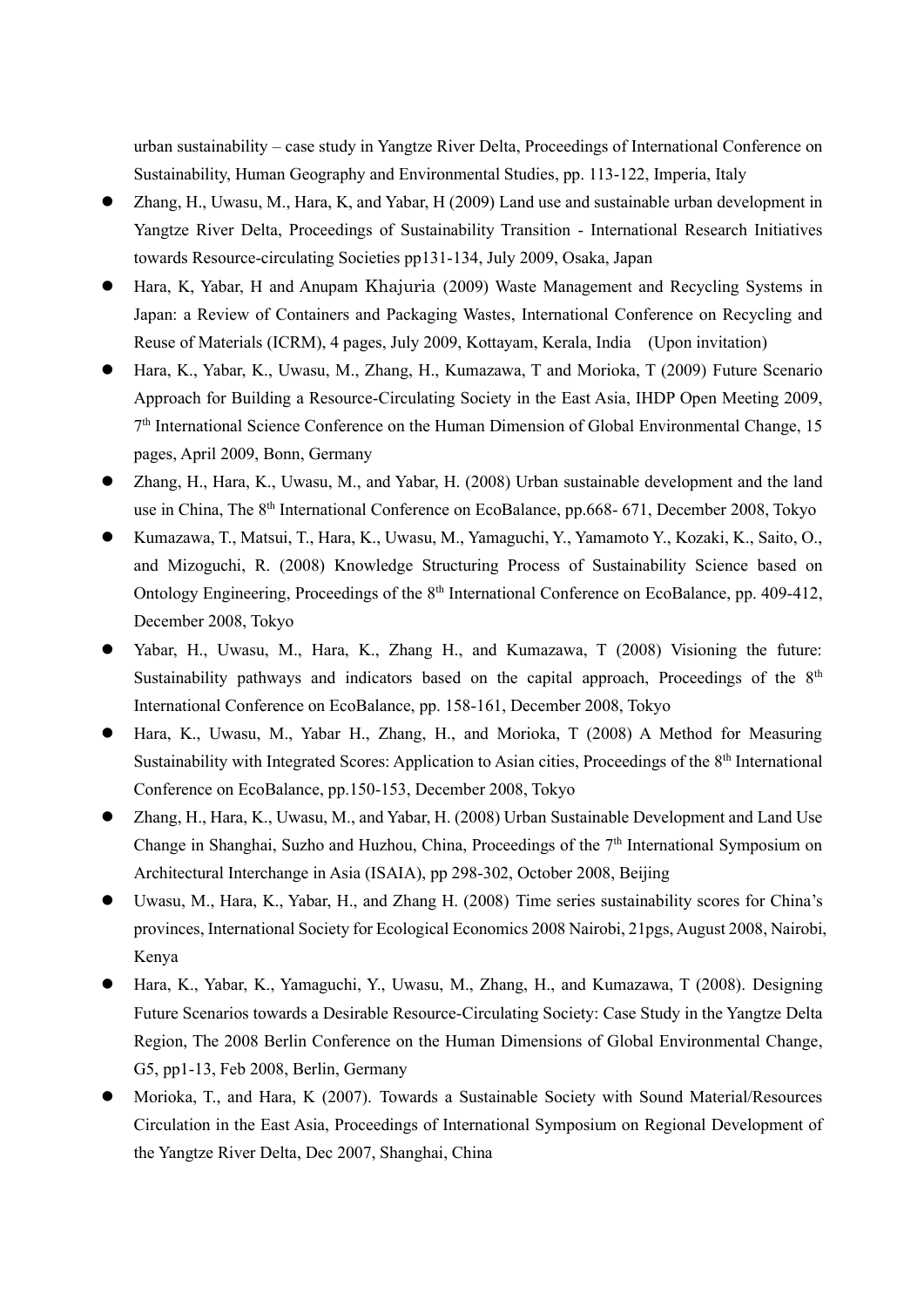urban sustainability – case study in Yangtze River Delta, Proceedings of International Conference on Sustainability, Human Geography and Environmental Studies, pp. 113-122, Imperia, Italy

- Zhang, H., Uwasu, M., Hara, K, and Yabar, H (2009) Land use and sustainable urban development in Yangtze River Delta, Proceedings of Sustainability Transition - International Research Initiatives towards Resource-circulating Societies pp131-134, July 2009, Osaka, Japan
- Hara, K, Yabar, H and Anupam Khajuria (2009) Waste Management and Recycling Systems in Japan: a Review of Containers and Packaging Wastes, International Conference on Recycling and Reuse of Materials (ICRM), 4 pages, July 2009, Kottayam, Kerala, India (Upon invitation)
- Hara, K., Yabar, K., Uwasu, M., Zhang, H., Kumazawa, T and Morioka, T (2009) Future Scenario Approach for Building a Resource-Circulating Society in the East Asia, IHDP Open Meeting 2009, 7th International Science Conference on the Human Dimension of Global Environmental Change, 15 pages, April 2009, Bonn, Germany
- Zhang, H., Hara, K., Uwasu, M., and Yabar, H. (2008) Urban sustainable development and the land use in China, The 8th International Conference on EcoBalance, pp.668- 671, December 2008, Tokyo
- Kumazawa, T., Matsui, T., Hara, K., Uwasu, M., Yamaguchi, Y., Yamamoto Y., Kozaki, K., Saito, O., and Mizoguchi, R. (2008) Knowledge Structuring Process of Sustainability Science based on Ontology Engineering, Proceedings of the 8th International Conference on EcoBalance, pp. 409-412, December 2008, Tokyo
- Yabar, H., Uwasu, M., Hara, K., Zhang H., and Kumazawa, T (2008) Visioning the future: Sustainability pathways and indicators based on the capital approach, Proceedings of the 8th International Conference on EcoBalance, pp. 158-161, December 2008, Tokyo
- Hara, K., Uwasu, M., Yabar H., Zhang, H., and Morioka, T (2008) A Method for Measuring Sustainability with Integrated Scores: Application to Asian cities, Proceedings of the 8th International Conference on EcoBalance, pp.150-153, December 2008, Tokyo
- Zhang, H., Hara, K., Uwasu, M., and Yabar, H. (2008) Urban Sustainable Development and Land Use Change in Shanghai, Suzho and Huzhou, China, Proceedings of the 7th International Symposium on Architectural Interchange in Asia (ISAIA), pp 298-302, October 2008, Beijing
- Uwasu, M., Hara, K., Yabar, H., and Zhang H. (2008) Time series sustainability scores for China's provinces, International Society for Ecological Economics 2008 Nairobi, 21pgs, August 2008, Nairobi, Kenya
- Hara, K., Yabar, K., Yamaguchi, Y., Uwasu, M., Zhang, H., and Kumazawa, T (2008). Designing Future Scenarios towards a Desirable Resource-Circulating Society: Case Study in the Yangtze Delta Region, The 2008 Berlin Conference on the Human Dimensions of Global Environmental Change, G5, pp1-13, Feb 2008, Berlin, Germany
- Morioka, T., and Hara, K (2007). Towards a Sustainable Society with Sound Material/Resources Circulation in the East Asia, Proceedings of International Symposium on Regional Development of the Yangtze River Delta, Dec 2007, Shanghai, China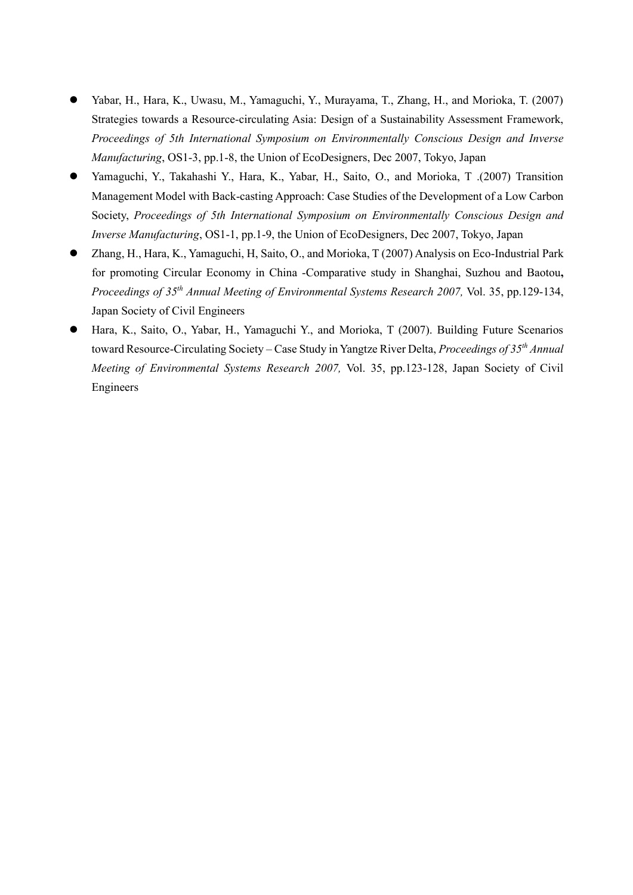- Yabar, H., Hara, K., Uwasu, M., Yamaguchi, Y., Murayama, T., Zhang, H., and Morioka, T. (2007) Strategies towards a Resource-circulating Asia: Design of a Sustainability Assessment Framework, *Proceedings of 5th International Symposium on Environmentally Conscious Design and Inverse Manufacturing*, OS1-3, pp.1-8, the Union of EcoDesigners, Dec 2007, Tokyo, Japan
- Yamaguchi, Y., Takahashi Y., Hara, K., Yabar, H., Saito, O., and Morioka, T .(2007) Transition Management Model with Back-casting Approach: Case Studies of the Development of a Low Carbon Society, *Proceedings of 5th International Symposium on Environmentally Conscious Design and Inverse Manufacturing*, OS1-1, pp.1-9, the Union of EcoDesigners, Dec 2007, Tokyo, Japan
- Zhang, H., Hara, K., Yamaguchi, H, Saito, O., and Morioka, T (2007) Analysis on Eco-Industrial Park for promoting Circular Economy in China -Comparative study in Shanghai, Suzhou and Baotou**,** *Proceedings of 35th Annual Meeting of Environmental Systems Research 2007,* Vol. 35, pp.129-134, Japan Society of Civil Engineers
- Hara, K., Saito, O., Yabar, H., Yamaguchi Y., and Morioka, T (2007). Building Future Scenarios toward Resource-Circulating Society – Case Study in Yangtze River Delta, *Proceedings of 35th Annual Meeting of Environmental Systems Research 2007,* Vol. 35, pp.123-128, Japan Society of Civil Engineers